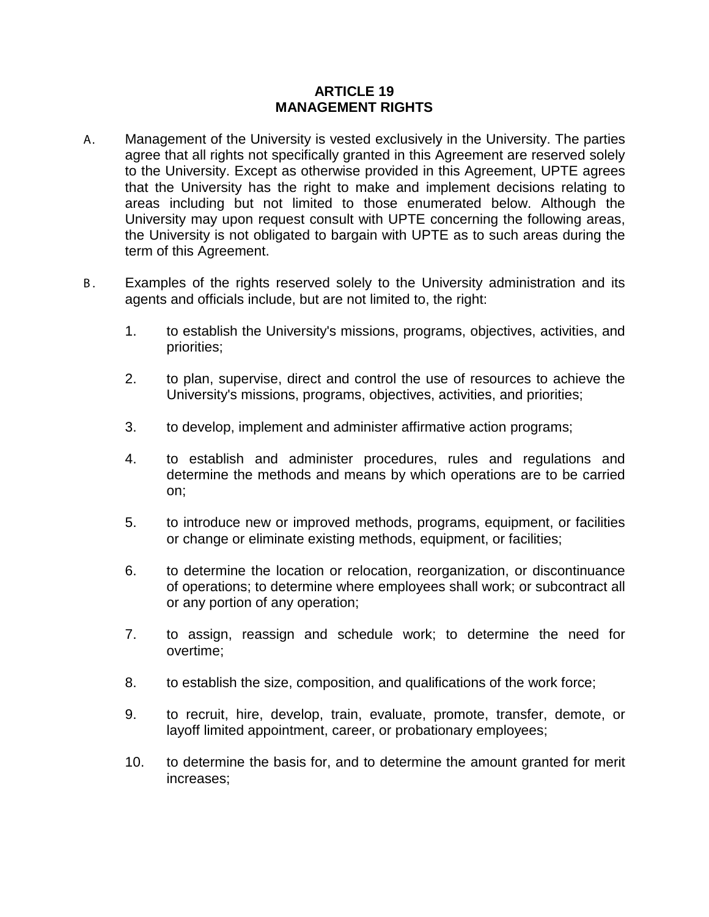# ARTICLE 19
# MANAGEMENT RIGHTS

A. Management of the University is vested exclusively in the University. The parties agree that all rights not specifically granted in this Agreement are reserved solely to the University. Except as otherwise provided in this Agreement, UPTE agrees that the University has the right to make and implement decisions relating to areas including but not limited to those enumerated below. Although the University may upon request consult with UPTE concerning the following areas, the University is not obligated to bargain with UPTE as to such areas during the term of this Agreement.

B. Examples of the rights reserved solely to the University administration and its agents and officials include, but are not limited to, the right:

1. to establish the University's missions, programs, objectives, activities, and priorities;

2. to plan, supervise, direct and control the use of resources to achieve the University's missions, programs, objectives, activities, and priorities;

3. to develop, implement and administer affirmative action programs;

4. to establish and administer procedures, rules and regulations and determine the methods and means by which operations are to be carried on;

5. to introduce new or improved methods, programs, equipment, or facilities or change or eliminate existing methods, equipment, or facilities;

6. to determine the location or relocation, reorganization, or discontinuance of operations; to determine where employees shall work; or subcontract all or any portion of any operation;

7. to assign, reassign and schedule work; to determine the need for overtime;

8. to establish the size, composition, and qualifications of the work force;

9. to recruit, hire, develop, train, evaluate, promote, transfer, demote, or layoff limited appointment, career, or probationary employees;

10. to determine the basis for, and to determine the amount granted for merit increases;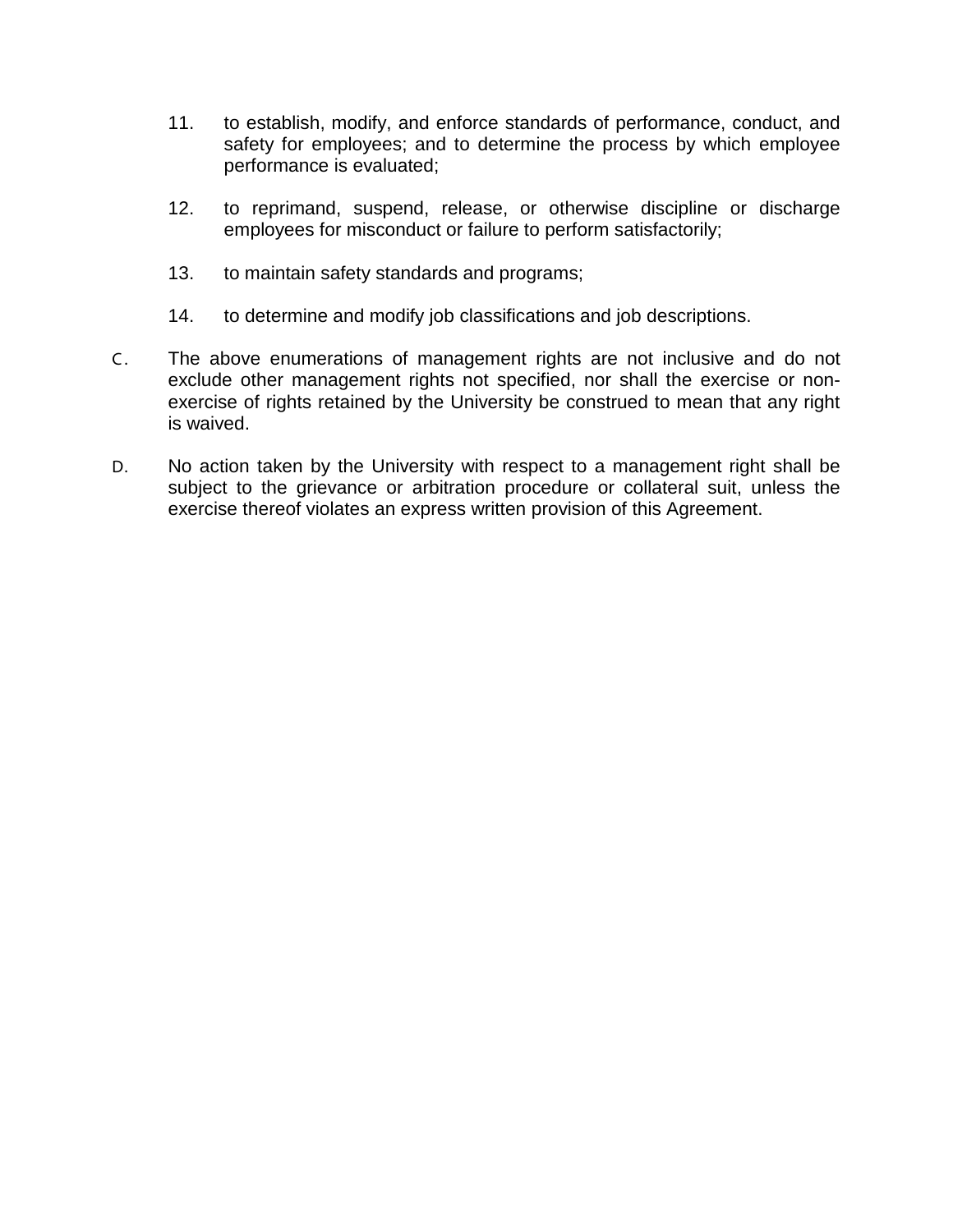11. to establish, modify, and enforce standards of performance, conduct, and safety for employees; and to determine the process by which employee performance is evaluated;

12. to reprimand, suspend, release, or otherwise discipline or discharge employees for misconduct or failure to perform satisfactorily;

13. to maintain safety standards and programs;

14. to determine and modify job classifications and job descriptions.

C. The above enumerations of management rights are not inclusive and do not exclude other management rights not specified, nor shall the exercise or non-exercise of rights retained by the University be construed to mean that any right is waived.

D. No action taken by the University with respect to a management right shall be subject to the grievance or arbitration procedure or collateral suit, unless the exercise thereof violates an express written provision of this Agreement.